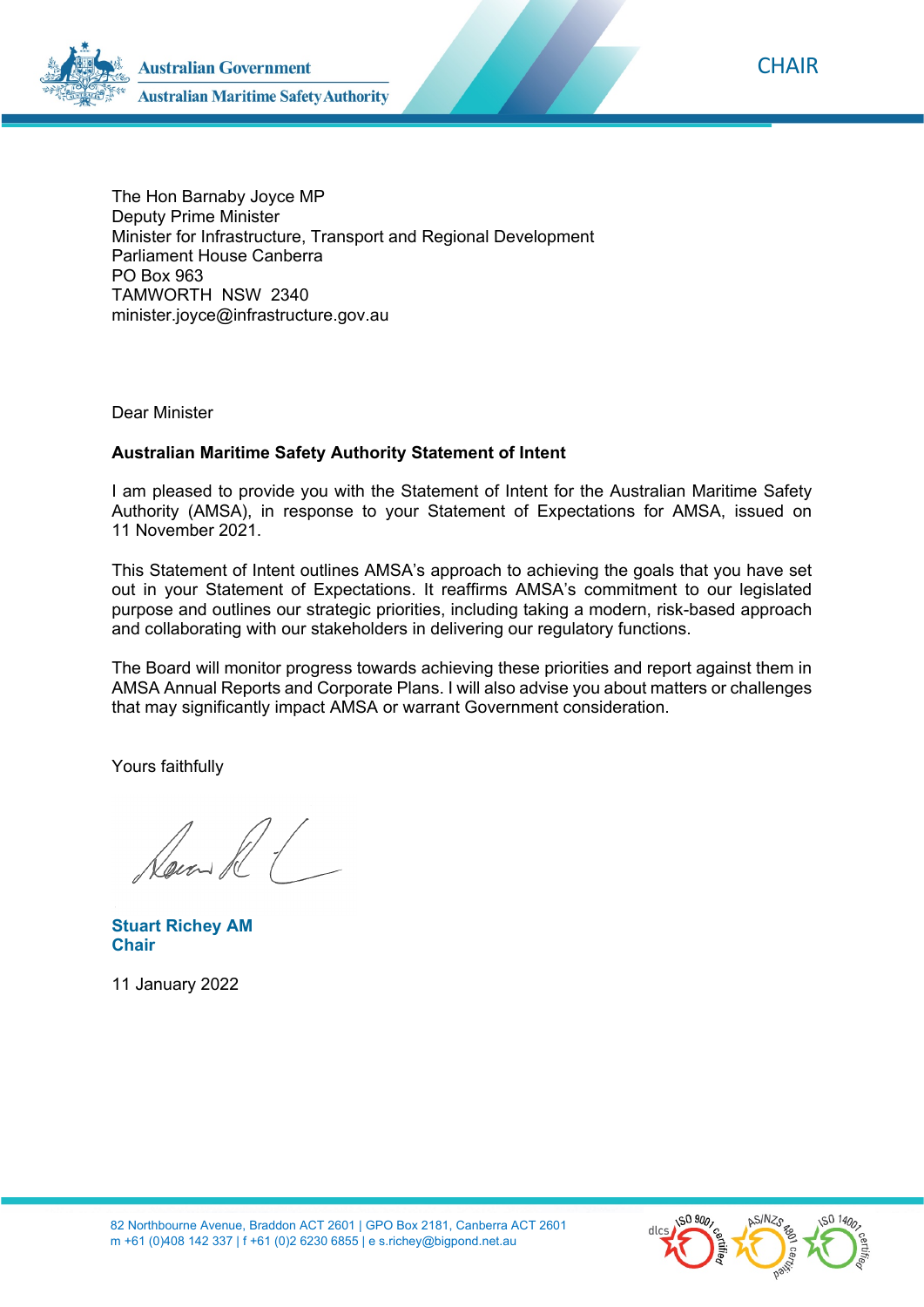Australian Government
Australian Maritime Safety Authority

CHAIR

The Hon Barnaby Joyce MP
Deputy Prime Minister
Minister for Infrastructure, Transport and Regional Development
Parliament House Canberra
PO Box 963
TAMWORTH NSW 2340
minister.joyce@infrastructure.gov.au

Dear Minister

**Australian Maritime Safety Authority Statement of Intent**

I am pleased to provide you with the Statement of Intent for the Australian Maritime Safety Authority (AMSA), in response to your Statement of Expectations for AMSA, issued on 11 November 2021.

This Statement of Intent outlines AMSA's approach to achieving the goals that you have set out in your Statement of Expectations. It reaffirms AMSA's commitment to our legislated purpose and outlines our strategic priorities, including taking a modern, risk-based approach and collaborating with our stakeholders in delivering our regulatory functions.

The Board will monitor progress towards achieving these priorities and report against them in AMSA Annual Reports and Corporate Plans. I will also advise you about matters or challenges that may significantly impact AMSA or warrant Government consideration.

Yours faithfully

**Stuart Richey AM**
**Chair**

11 January 2022

82 Northbourne Avenue, Braddon ACT 2601 | GPO Box 2181, Canberra ACT 2601
m +61 (0)408 142 337 | f +61 (0)2 6230 6855 | e s.richey@bigpond.net.au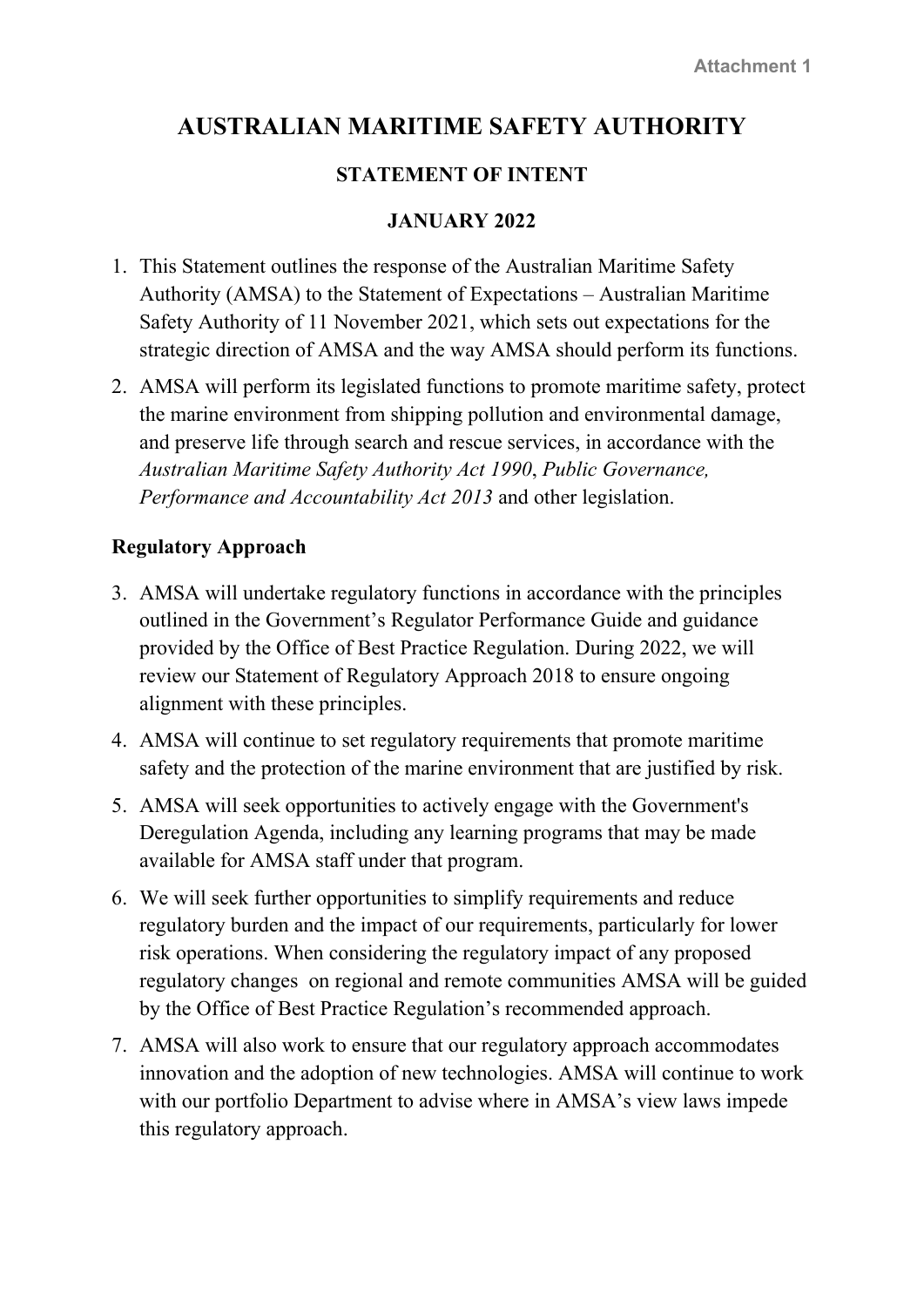Attachment 1

# AUSTRALIAN MARITIME SAFETY AUTHORITY

## STATEMENT OF INTENT

## JANUARY 2022

1. This Statement outlines the response of the Australian Maritime Safety Authority (AMSA) to the Statement of Expectations – Australian Maritime Safety Authority of 11 November 2021, which sets out expectations for the strategic direction of AMSA and the way AMSA should perform its functions.
2. AMSA will perform its legislated functions to promote maritime safety, protect the marine environment from shipping pollution and environmental damage, and preserve life through search and rescue services, in accordance with the *Australian Maritime Safety Authority Act 1990*, *Public Governance, Performance and Accountability Act 2013* and other legislation.

### Regulatory Approach

3. AMSA will undertake regulatory functions in accordance with the principles outlined in the Government's Regulator Performance Guide and guidance provided by the Office of Best Practice Regulation. During 2022, we will review our Statement of Regulatory Approach 2018 to ensure ongoing alignment with these principles.
4. AMSA will continue to set regulatory requirements that promote maritime safety and the protection of the marine environment that are justified by risk.
5. AMSA will seek opportunities to actively engage with the Government's Deregulation Agenda, including any learning programs that may be made available for AMSA staff under that program.
6. We will seek further opportunities to simplify requirements and reduce regulatory burden and the impact of our requirements, particularly for lower risk operations. When considering the regulatory impact of any proposed regulatory changes on regional and remote communities AMSA will be guided by the Office of Best Practice Regulation's recommended approach.
7. AMSA will also work to ensure that our regulatory approach accommodates innovation and the adoption of new technologies. AMSA will continue to work with our portfolio Department to advise where in AMSA's view laws impede this regulatory approach.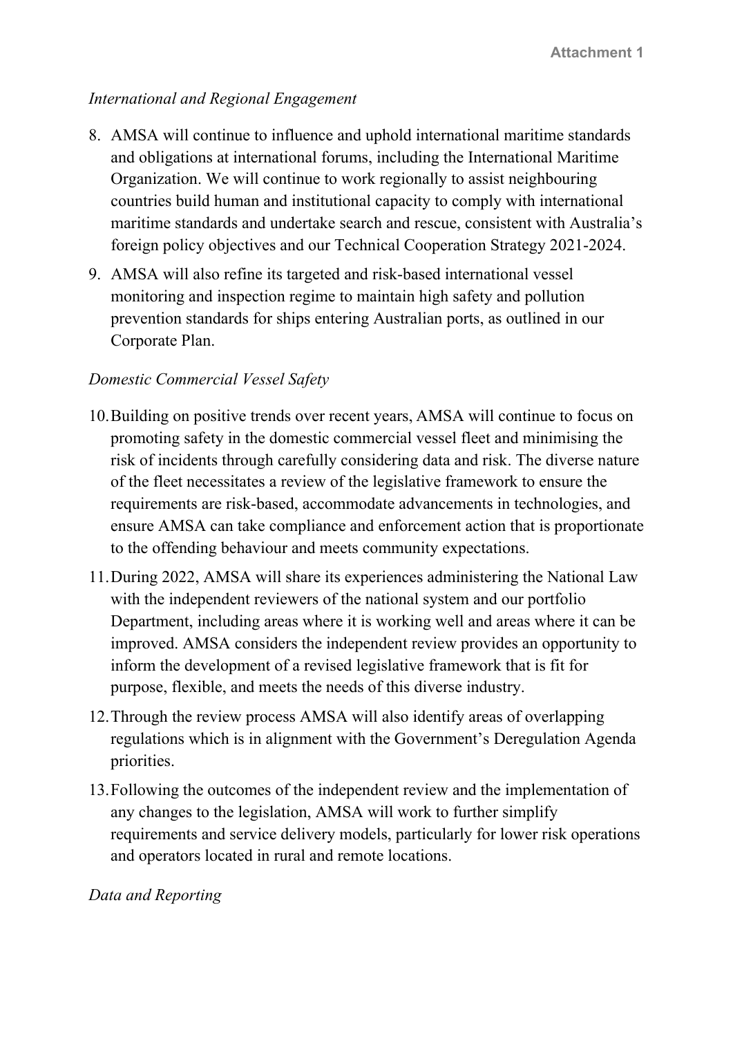*International and Regional Engagement*

8. AMSA will continue to influence and uphold international maritime standards and obligations at international forums, including the International Maritime Organization. We will continue to work regionally to assist neighbouring countries build human and institutional capacity to comply with international maritime standards and undertake search and rescue, consistent with Australia's foreign policy objectives and our Technical Cooperation Strategy 2021-2024.
9. AMSA will also refine its targeted and risk-based international vessel monitoring and inspection regime to maintain high safety and pollution prevention standards for ships entering Australian ports, as outlined in our Corporate Plan.

*Domestic Commercial Vessel Safety*

10. Building on positive trends over recent years, AMSA will continue to focus on promoting safety in the domestic commercial vessel fleet and minimising the risk of incidents through carefully considering data and risk. The diverse nature of the fleet necessitates a review of the legislative framework to ensure the requirements are risk-based, accommodate advancements in technologies, and ensure AMSA can take compliance and enforcement action that is proportionate to the offending behaviour and meets community expectations.
11. During 2022, AMSA will share its experiences administering the National Law with the independent reviewers of the national system and our portfolio Department, including areas where it is working well and areas where it can be improved. AMSA considers the independent review provides an opportunity to inform the development of a revised legislative framework that is fit for purpose, flexible, and meets the needs of this diverse industry.
12. Through the review process AMSA will also identify areas of overlapping regulations which is in alignment with the Government's Deregulation Agenda priorities.
13. Following the outcomes of the independent review and the implementation of any changes to the legislation, AMSA will work to further simplify requirements and service delivery models, particularly for lower risk operations and operators located in rural and remote locations.

*Data and Reporting*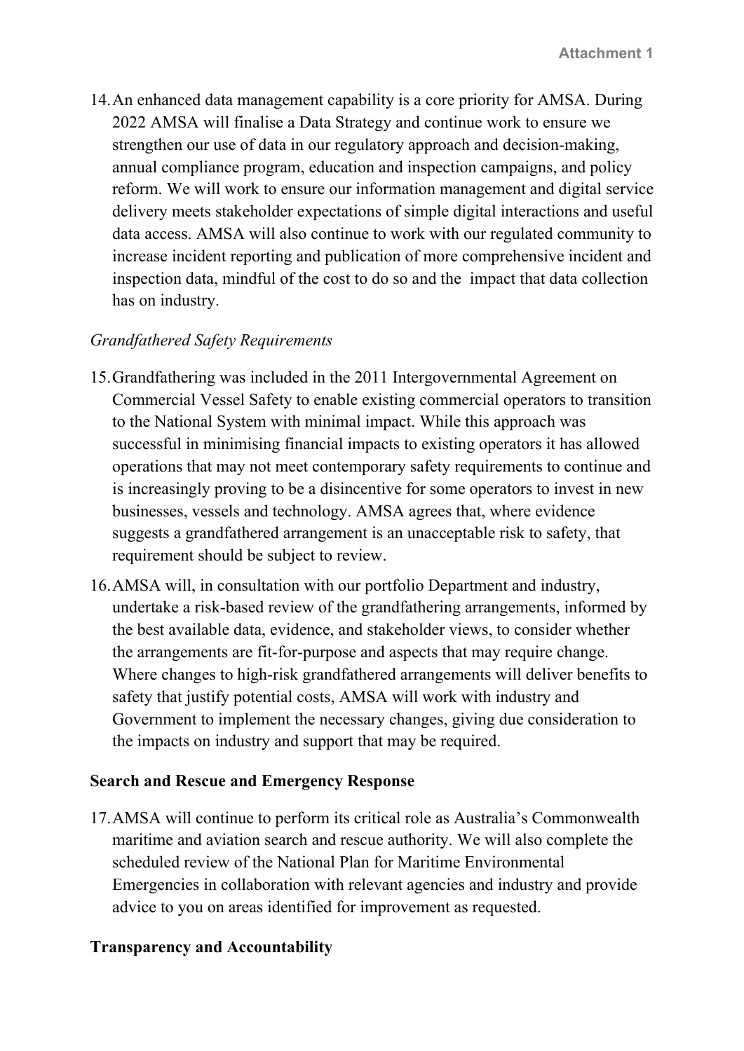14. An enhanced data management capability is a core priority for AMSA. During 2022 AMSA will finalise a Data Strategy and continue work to ensure we strengthen our use of data in our regulatory approach and decision-making, annual compliance program, education and inspection campaigns, and policy reform. We will work to ensure our information management and digital service delivery meets stakeholder expectations of simple digital interactions and useful data access. AMSA will also continue to work with our regulated community to increase incident reporting and publication of more comprehensive incident and inspection data, mindful of the cost to do so and the impact that data collection has on industry.

*Grandfathered Safety Requirements*

15. Grandfathering was included in the 2011 Intergovernmental Agreement on Commercial Vessel Safety to enable existing commercial operators to transition to the National System with minimal impact. While this approach was successful in minimising financial impacts to existing operators it has allowed operations that may not meet contemporary safety requirements to continue and is increasingly proving to be a disincentive for some operators to invest in new businesses, vessels and technology. AMSA agrees that, where evidence suggests a grandfathered arrangement is an unacceptable risk to safety, that requirement should be subject to review.

16. AMSA will, in consultation with our portfolio Department and industry, undertake a risk-based review of the grandfathering arrangements, informed by the best available data, evidence, and stakeholder views, to consider whether the arrangements are fit-for-purpose and aspects that may require change. Where changes to high-risk grandfathered arrangements will deliver benefits to safety that justify potential costs, AMSA will work with industry and Government to implement the necessary changes, giving due consideration to the impacts on industry and support that may be required.

**Search and Rescue and Emergency Response**

17. AMSA will continue to perform its critical role as Australia's Commonwealth maritime and aviation search and rescue authority. We will also complete the scheduled review of the National Plan for Maritime Environmental Emergencies in collaboration with relevant agencies and industry and provide advice to you on areas identified for improvement as requested.

**Transparency and Accountability**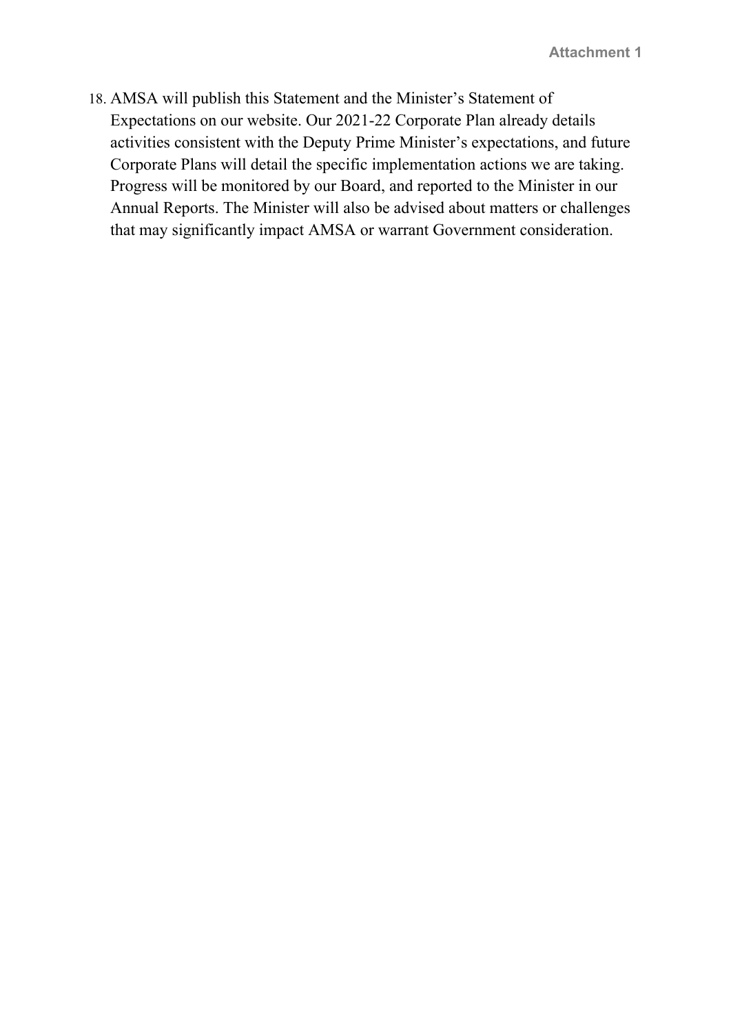18. AMSA will publish this Statement and the Minister's Statement of Expectations on our website. Our 2021-22 Corporate Plan already details activities consistent with the Deputy Prime Minister's expectations, and future Corporate Plans will detail the specific implementation actions we are taking. Progress will be monitored by our Board, and reported to the Minister in our Annual Reports. The Minister will also be advised about matters or challenges that may significantly impact AMSA or warrant Government consideration.